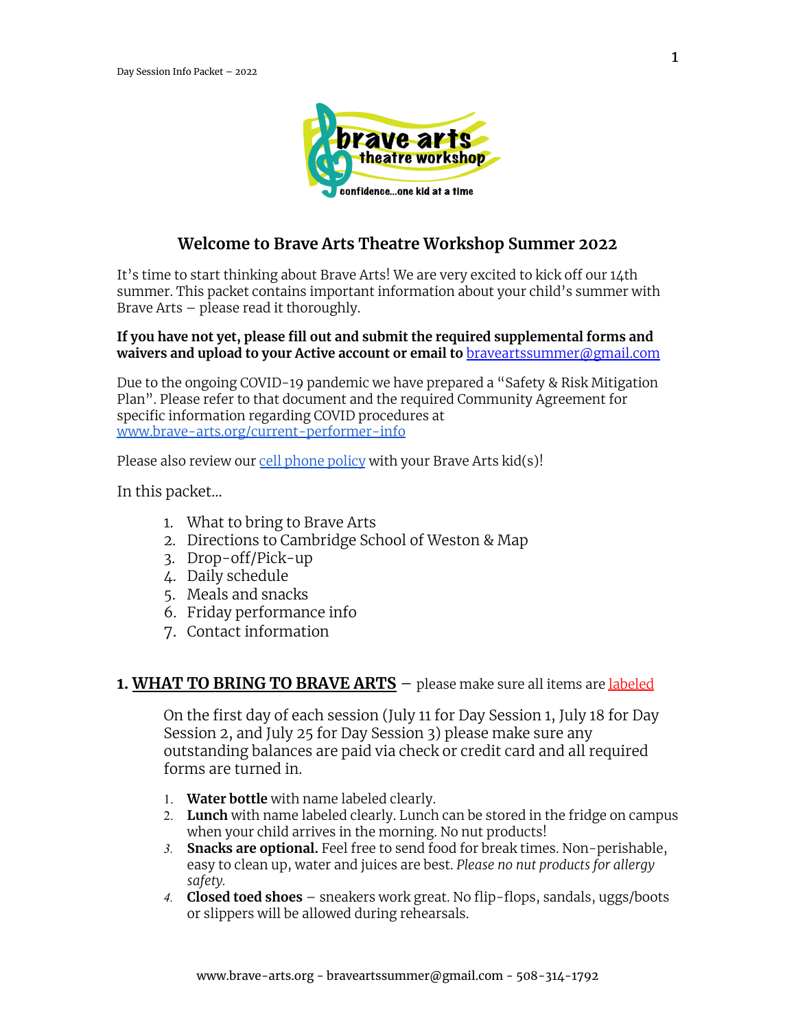# Welcome to Brave Arts Theatre Workshop Summer 2022

It's time to start thinking about Brave Arts! We are very excited to kick off our 14th summer. This packet contains important information about your child's summer with Brave Arts – please read it thoroughly.

**If you have not yet, please fill out and submit the required supplemental forms and waivers and upload to your Active account or email to** braveartssummer@gmail.com

Due to the ongoing COVID-19 pandemic we have prepared a "Safety & Risk Mitigation Plan". Please refer to that document and the required Community Agreement for specific information regarding COVID procedures at www.brave-arts.org/current-performer-info

Please also review our cell phone policy with your Brave Arts kid(s)!

In this packet...

1. What to bring to Brave Arts
2. Directions to Cambridge School of Weston & Map
3. Drop-off/Pick-up
4. Daily schedule
5. Meals and snacks
6. Friday performance info
7. Contact information

## 1. WHAT TO BRING TO BRAVE ARTS – please make sure all items are labeled

On the first day of each session (July 11 for Day Session 1, July 18 for Day Session 2, and July 25 for Day Session 3) please make sure any outstanding balances are paid via check or credit card and all required forms are turned in.

1. **Water bottle** with name labeled clearly.
2. **Lunch** with name labeled clearly. Lunch can be stored in the fridge on campus when your child arrives in the morning. No nut products!
3. **Snacks are optional.** Feel free to send food for break times. Non-perishable, easy to clean up, water and juices are best. *Please no nut products for allergy safety.*
4. **Closed toed shoes** – sneakers work great. No flip-flops, sandals, uggs/boots or slippers will be allowed during rehearsals.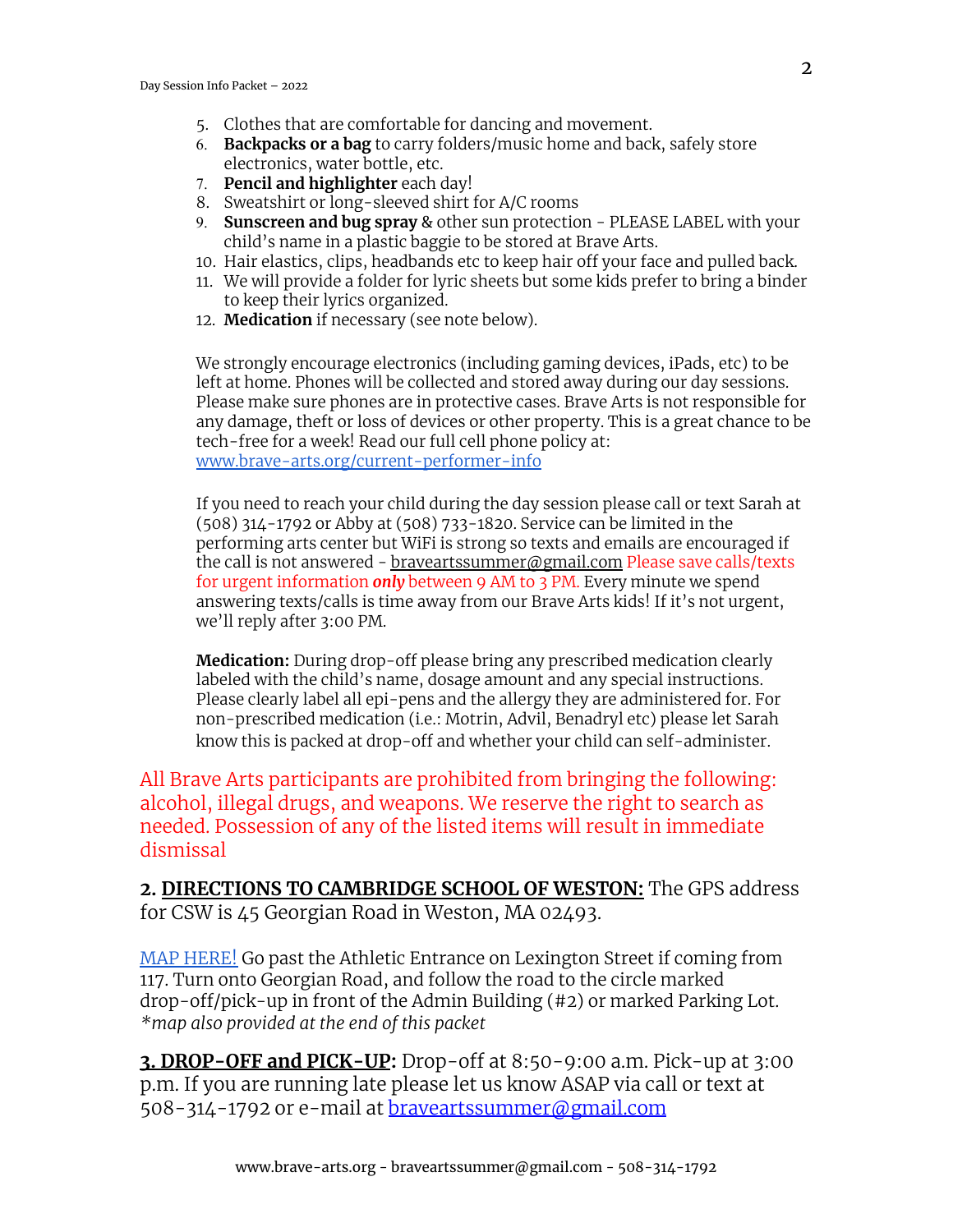5. Clothes that are comfortable for dancing and movement.
6. **Backpacks or a bag** to carry folders/music home and back, safely store electronics, water bottle, etc.
7. **Pencil and highlighter** each day!
8. Sweatshirt or long-sleeved shirt for A/C rooms
9. **Sunscreen and bug spray** & other sun protection - PLEASE LABEL with your child's name in a plastic baggie to be stored at Brave Arts.
10. Hair elastics, clips, headbands etc to keep hair off your face and pulled back.
11. We will provide a folder for lyric sheets but some kids prefer to bring a binder to keep their lyrics organized.
12. **Medication** if necessary (see note below).

We strongly encourage electronics (including gaming devices, iPads, etc) to be left at home. Phones will be collected and stored away during our day sessions. Please make sure phones are in protective cases. Brave Arts is not responsible for any damage, theft or loss of devices or other property. This is a great chance to be tech-free for a week! Read our full cell phone policy at: [www.brave-arts.org/current-performer-info](www.brave-arts.org/current-performer-info)

If you need to reach your child during the day session please call or text Sarah at (508) 314-1792 or Abby at (508) 733-1820. Service can be limited in the performing arts center but WiFi is strong so texts and emails are encouraged if the call is not answered - braveartssummer@gmail.com Please save calls/texts for urgent information ***only*** between 9 AM to 3 PM. Every minute we spend answering texts/calls is time away from our Brave Arts kids! If it's not urgent, we'll reply after 3:00 PM.

**Medication:** During drop-off please bring any prescribed medication clearly labeled with the child's name, dosage amount and any special instructions. Please clearly label all epi-pens and the allergy they are administered for. For non-prescribed medication (i.e.: Motrin, Advil, Benadryl etc) please let Sarah know this is packed at drop-off and whether your child can self-administer.

All Brave Arts participants are prohibited from bringing the following: alcohol, illegal drugs, and weapons. We reserve the right to search as needed. Possession of any of the listed items will result in immediate dismissal

**2. DIRECTIONS TO CAMBRIDGE SCHOOL OF WESTON:** The GPS address for CSW is 45 Georgian Road in Weston, MA 02493.

MAP HERE! Go past the Athletic Entrance on Lexington Street if coming from 117. Turn onto Georgian Road, and follow the road to the circle marked drop-off/pick-up in front of the Admin Building (#2) or marked Parking Lot.
*\*map also provided at the end of this packet*

**3. DROP-OFF and PICK-UP:** Drop-off at 8:50-9:00 a.m. Pick-up at 3:00 p.m. If you are running late please let us know ASAP via call or text at 508-314-1792 or e-mail at braveartssummer@gmail.com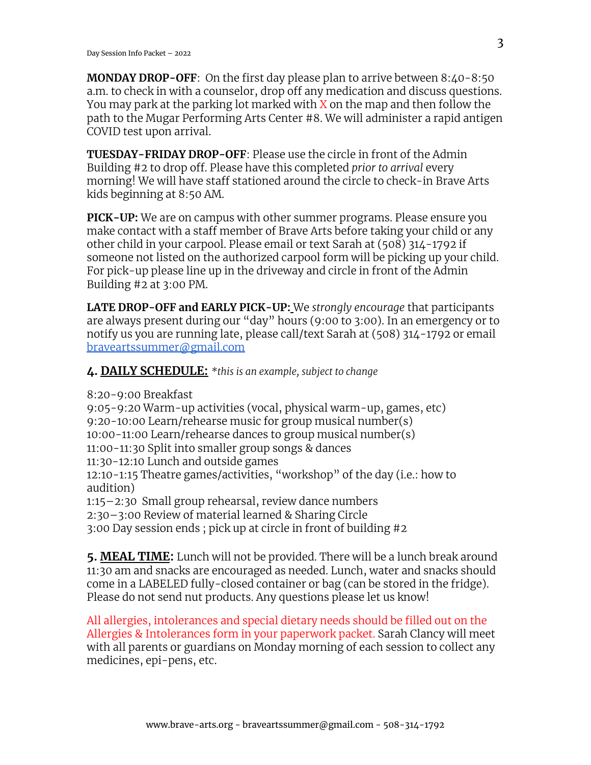**MONDAY DROP-OFF**: On the first day please plan to arrive between 8:40-8:50 a.m. to check in with a counselor, drop off any medication and discuss questions. You may park at the parking lot marked with X on the map and then follow the path to the Mugar Performing Arts Center #8. We will administer a rapid antigen COVID test upon arrival.

**TUESDAY-FRIDAY DROP-OFF**: Please use the circle in front of the Admin Building #2 to drop off. Please have this completed *prior to arrival* every morning! We will have staff stationed around the circle to check-in Brave Arts kids beginning at 8:50 AM.

**PICK-UP:** We are on campus with other summer programs. Please ensure you make contact with a staff member of Brave Arts before taking your child or any other child in your carpool. Please email or text Sarah at (508) 314-1792 if someone not listed on the authorized carpool form will be picking up your child. For pick-up please line up in the driveway and circle in front of the Admin Building #2 at 3:00 PM.

**LATE DROP-OFF and EARLY PICK-UP:** We *strongly encourage* that participants are always present during our "day" hours (9:00 to 3:00). In an emergency or to notify us you are running late, please call/text Sarah at (508) 314-1792 or email braveartssummer@gmail.com

## 4. DAILY SCHEDULE: *\*this is an example, subject to change*

8:20-9:00 Breakfast
9:05-9:20 Warm-up activities (vocal, physical warm-up, games, etc)
9:20-10:00 Learn/rehearse music for group musical number(s)
10:00-11:00 Learn/rehearse dances to group musical number(s)
11:00-11:30 Split into smaller group songs & dances
11:30-12:10 Lunch and outside games
12:10-1:15 Theatre games/activities, "workshop" of the day (i.e.: how to audition)
1:15–2:30 Small group rehearsal, review dance numbers
2:30–3:00 Review of material learned & Sharing Circle
3:00 Day session ends ; pick up at circle in front of building #2

**5. MEAL TIME:** Lunch will not be provided. There will be a lunch break around 11:30 am and snacks are encouraged as needed. Lunch, water and snacks should come in a LABELED fully-closed container or bag (can be stored in the fridge). Please do not send nut products. Any questions please let us know!

All allergies, intolerances and special dietary needs should be filled out on the Allergies & Intolerances form in your paperwork packet. Sarah Clancy will meet with all parents or guardians on Monday morning of each session to collect any medicines, epi-pens, etc.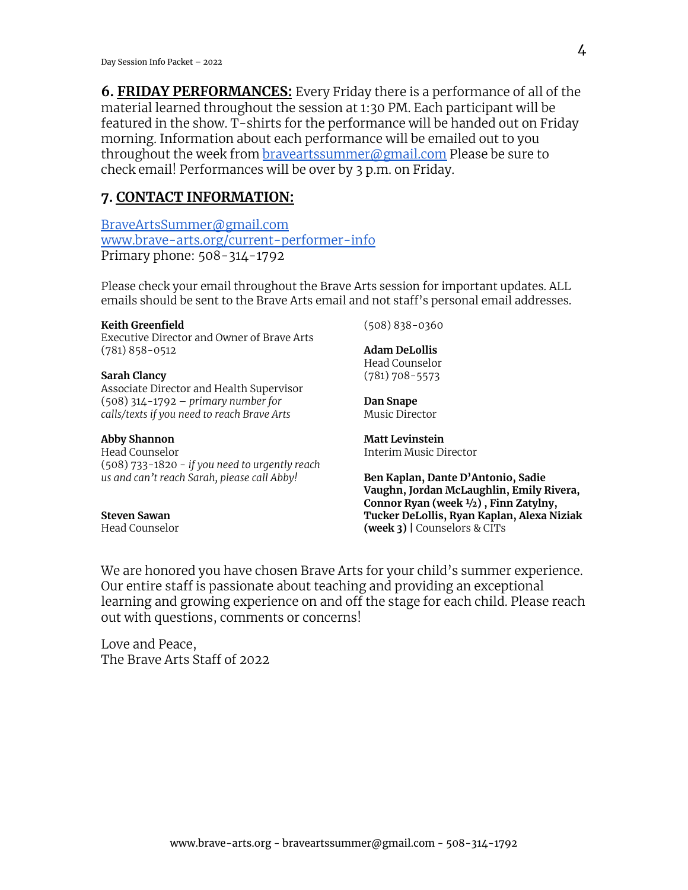**6. FRIDAY PERFORMANCES:** Every Friday there is a performance of all of the material learned throughout the session at 1:30 PM. Each participant will be featured in the show. T-shirts for the performance will be handed out on Friday morning. Information about each performance will be emailed out to you throughout the week from braveartssummer@gmail.com Please be sure to check email! Performances will be over by 3 p.m. on Friday.

## 7. CONTACT INFORMATION:

BraveArtsSummer@gmail.com
www.brave-arts.org/current-performer-info
Primary phone: 508-314-1792

Please check your email throughout the Brave Arts session for important updates. ALL emails should be sent to the Brave Arts email and not staff's personal email addresses.

**Keith Greenfield**
Executive Director and Owner of Brave Arts
(781) 858-0512

**Sarah Clancy**
Associate Director and Health Supervisor
(508) 314-1792 – *primary number for calls/texts if you need to reach Brave Arts*

**Abby Shannon**
Head Counselor
(508) 733-1820 - *if you need to urgently reach us and can't reach Sarah, please call Abby!*

**Steven Sawan**
Head Counselor
(508) 838-0360

**Adam DeLollis**
Head Counselor
(781) 708-5573

**Dan Snape**
Music Director

**Matt Levinstein**
Interim Music Director

**Ben Kaplan, Dante D'Antonio, Sadie Vaughn, Jordan McLaughlin, Emily Rivera, Connor Ryan (week ½) , Finn Zatylny, Tucker DeLollis, Ryan Kaplan, Alexa Niziak (week 3) |** Counselors & CITs

We are honored you have chosen Brave Arts for your child's summer experience. Our entire staff is passionate about teaching and providing an exceptional learning and growing experience on and off the stage for each child. Please reach out with questions, comments or concerns!

Love and Peace,
The Brave Arts Staff of 2022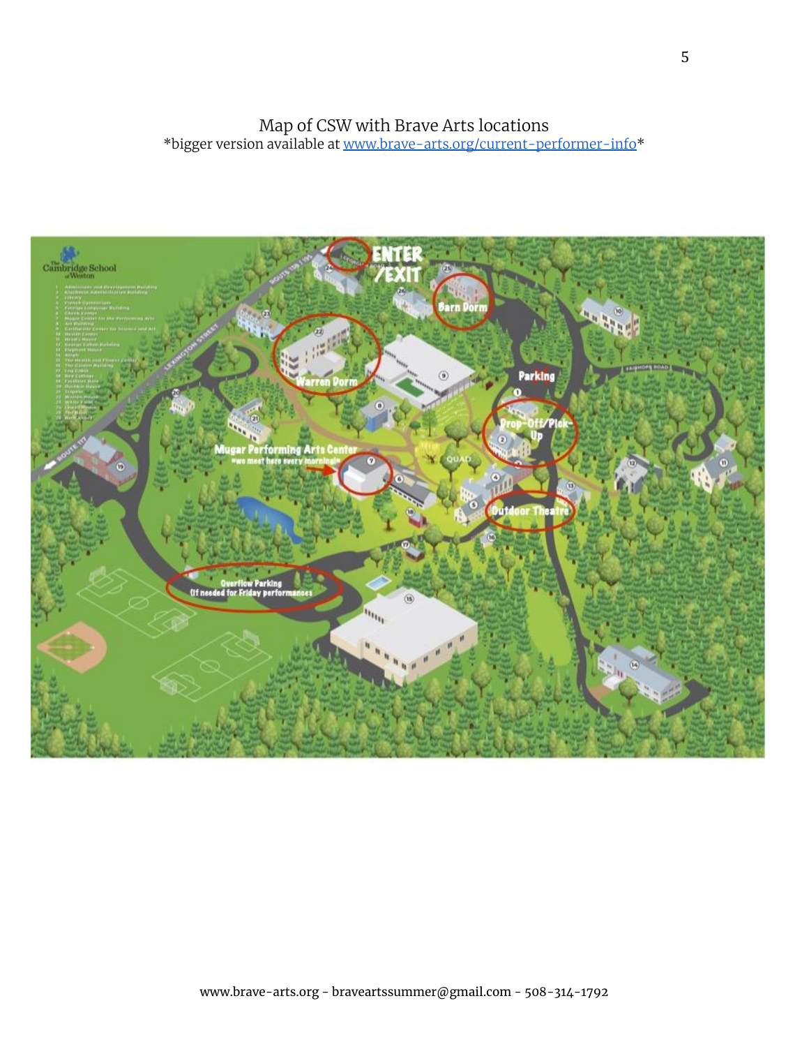Map of CSW with Brave Arts locations

*bigger version available at www.brave-arts.org/current-performer-info*

ENTER /EXIT

Barn Dorm

Warren Dorm

Parking

Drop-Off/Pick-Up

Mugar Performing Arts Center

*we meet here every morning!*

QUAD

Outdoor Theatre

Overflow Parking (if needed for Friday performances)

www.brave-arts.org - braveartssummer@gmail.com - 508-314-1792